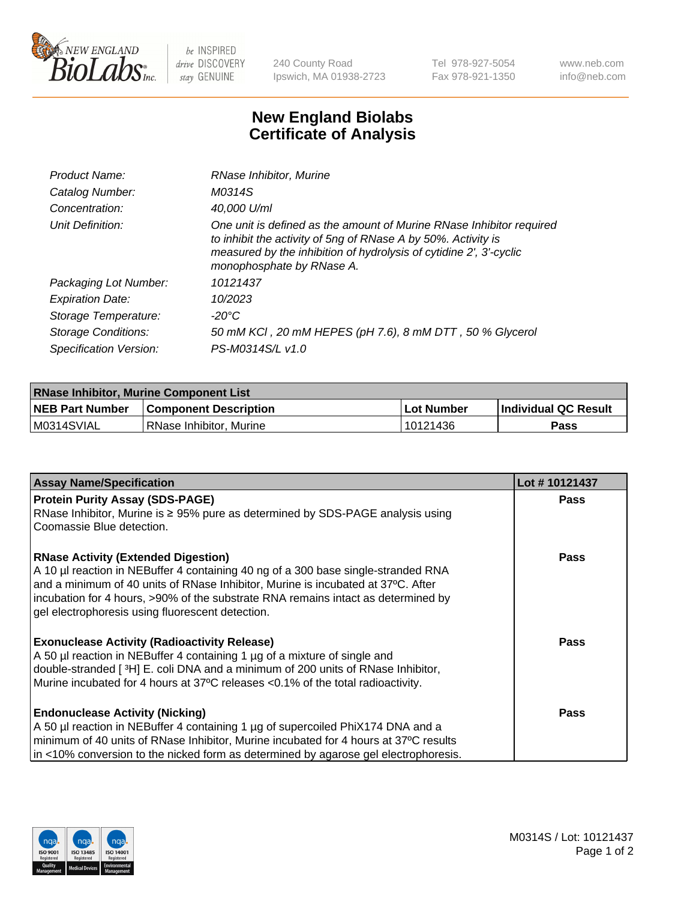240 County Road
Ipswich, MA 01938-2723

Tel 978-927-5054
Fax 978-921-1350

www.neb.com
info@neb.com

# New England Biolabs
# Certificate of Analysis

| | |
|---|---|
| *Product Name:* | *RNase Inhibitor, Murine* |
| *Catalog Number:* | *M0314S* |
| *Concentration:* | *40,000 U/ml* |
| *Unit Definition:* | *One unit is defined as the amount of Murine RNase Inhibitor required to inhibit the activity of 5ng of RNase A by 50%. Activity is measured by the inhibition of hydrolysis of cytidine 2', 3'-cyclic monophosphate by RNase A.* |
| *Packaging Lot Number:* | *10121437* |
| *Expiration Date:* | *10/2023* |
| *Storage Temperature:* | *-20°C* |
| *Storage Conditions:* | *50 mM KCl , 20 mM HEPES (pH 7.6), 8 mM DTT , 50 % Glycerol* |
| *Specification Version:* | *PS-M0314S/L v1.0* |

| RNase Inhibitor, Murine Component List | | | |
|---|---|---|---|
| **NEB Part Number** | **Component Description** | **Lot Number** | **Individual QC Result** |
| M0314SVIAL | RNase Inhibitor, Murine | 10121436 | **Pass** |

| Assay Name/Specification | Lot # 10121437 |
|---|---|
| **Protein Purity Assay (SDS-PAGE)**<br>RNase Inhibitor, Murine is ≥ 95% pure as determined by SDS-PAGE analysis using Coomassie Blue detection. | **Pass** |
| **RNase Activity (Extended Digestion)**<br>A 10 µl reaction in NEBuffer 4 containing 40 ng of a 300 base single-stranded RNA and a minimum of 40 units of RNase Inhibitor, Murine is incubated at 37°C. After incubation for 4 hours, >90% of the substrate RNA remains intact as determined by gel electrophoresis using fluorescent detection. | **Pass** |
| **Exonuclease Activity (Radioactivity Release)**<br>A 50 µl reaction in NEBuffer 4 containing 1 µg of a mixture of single and double-stranded [ $^3$H] E. coli DNA and a minimum of 200 units of RNase Inhibitor, Murine incubated for 4 hours at 37ºC releases <0.1% of the total radioactivity. | **Pass** |
| **Endonuclease Activity (Nicking)**<br>A 50 µl reaction in NEBuffer 4 containing 1 µg of supercoiled PhiX174 DNA and a minimum of 40 units of RNase Inhibitor, Murine incubated for 4 hours at 37ºC results in <10% conversion to the nicked form as determined by agarose gel electrophoresis. | **Pass** |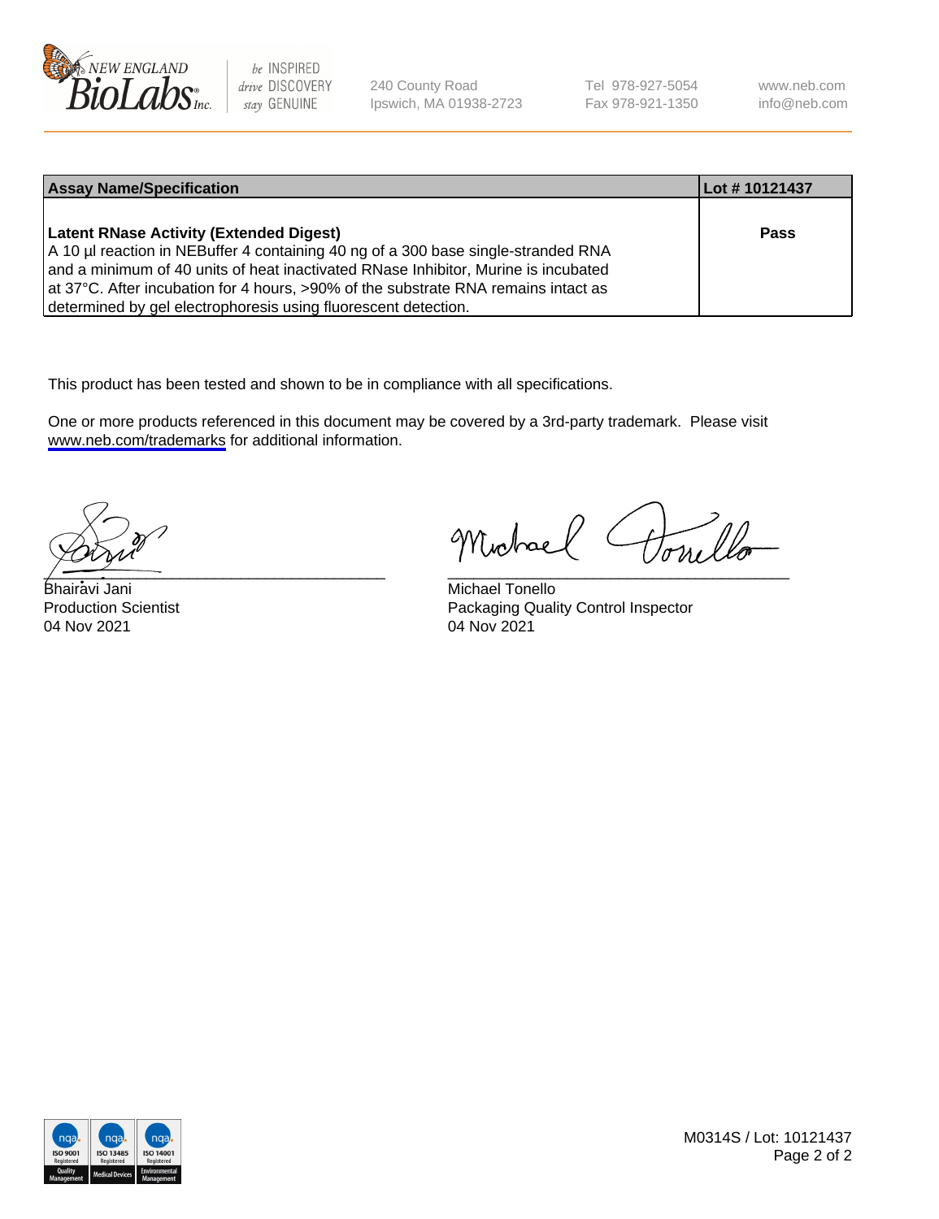| Assay Name/Specification | Lot # 10121437 |
|---|---|
| **Latent RNase Activity (Extended Digest)**<br>A 10 µl reaction in NEBuffer 4 containing 40 ng of a 300 base single-stranded RNA and a minimum of 40 units of heat inactivated RNase Inhibitor, Murine is incubated at 37°C. After incubation for 4 hours, >90% of the substrate RNA remains intact as determined by gel electrophoresis using fluorescent detection. | **Pass** |

This product has been tested and shown to be in compliance with all specifications.

One or more products referenced in this document may be covered by a 3rd-party trademark. Please visit www.neb.com/trademarks for additional information.

Bhairavi Jani
Production Scientist
04 Nov 2021

Michael Tonello
Packaging Quality Control Inspector
04 Nov 2021

M0314S / Lot: 10121437